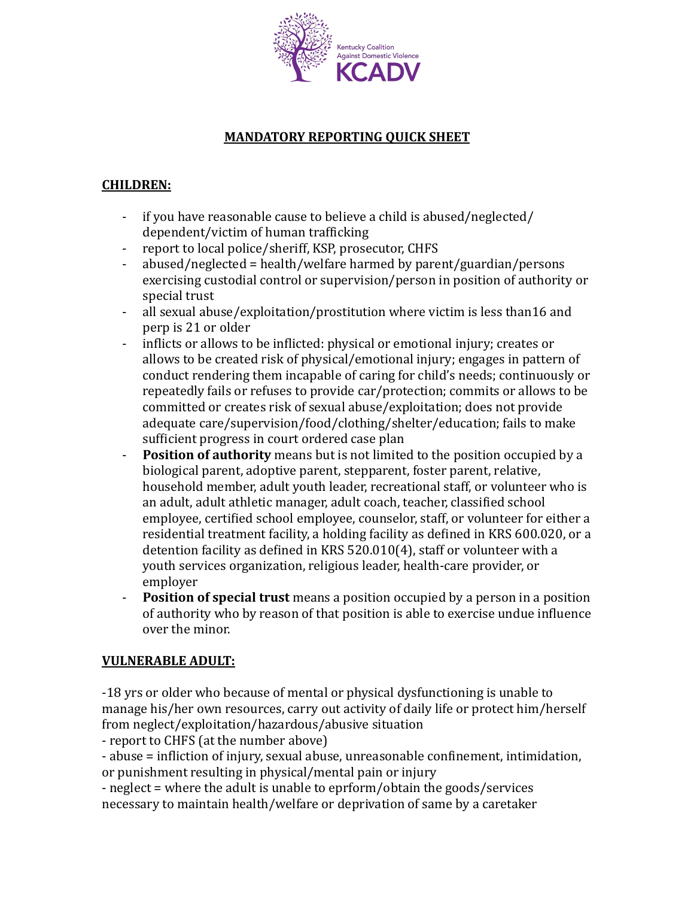Kentucky Coalition Against Domestic Violence KCADV

# MANDATORY REPORTING QUICK SHEET

## CHILDREN:

- if you have reasonable cause to believe a child is abused/neglected/ dependent/victim of human trafficking
- report to local police/sheriff, KSP, prosecutor, CHFS
- abused/neglected = health/welfare harmed by parent/guardian/persons exercising custodial control or supervision/person in position of authority or special trust
- all sexual abuse/exploitation/prostitution where victim is less than16 and perp is 21 or older
- inflicts or allows to be inflicted: physical or emotional injury; creates or allows to be created risk of physical/emotional injury; engages in pattern of conduct rendering them incapable of caring for child's needs; continuously or repeatedly fails or refuses to provide car/protection; commits or allows to be committed or creates risk of sexual abuse/exploitation; does not provide adequate care/supervision/food/clothing/shelter/education; fails to make sufficient progress in court ordered case plan
- **Position of authority** means but is not limited to the position occupied by a biological parent, adoptive parent, stepparent, foster parent, relative, household member, adult youth leader, recreational staff, or volunteer who is an adult, adult athletic manager, adult coach, teacher, classified school employee, certified school employee, counselor, staff, or volunteer for either a residential treatment facility, a holding facility as defined in KRS 600.020, or a detention facility as defined in KRS 520.010(4), staff or volunteer with a youth services organization, religious leader, health-care provider, or employer
- **Position of special trust** means a position occupied by a person in a position of authority who by reason of that position is able to exercise undue influence over the minor.

## VULNERABLE ADULT:

-18 yrs or older who because of mental or physical dysfunctioning is unable to manage his/her own resources, carry out activity of daily life or protect him/herself from neglect/exploitation/hazardous/abusive situation

- report to CHFS (at the number above)
- abuse = infliction of injury, sexual abuse, unreasonable confinement, intimidation, or punishment resulting in physical/mental pain or injury
- neglect = where the adult is unable to eprform/obtain the goods/services necessary to maintain health/welfare or deprivation of same by a caretaker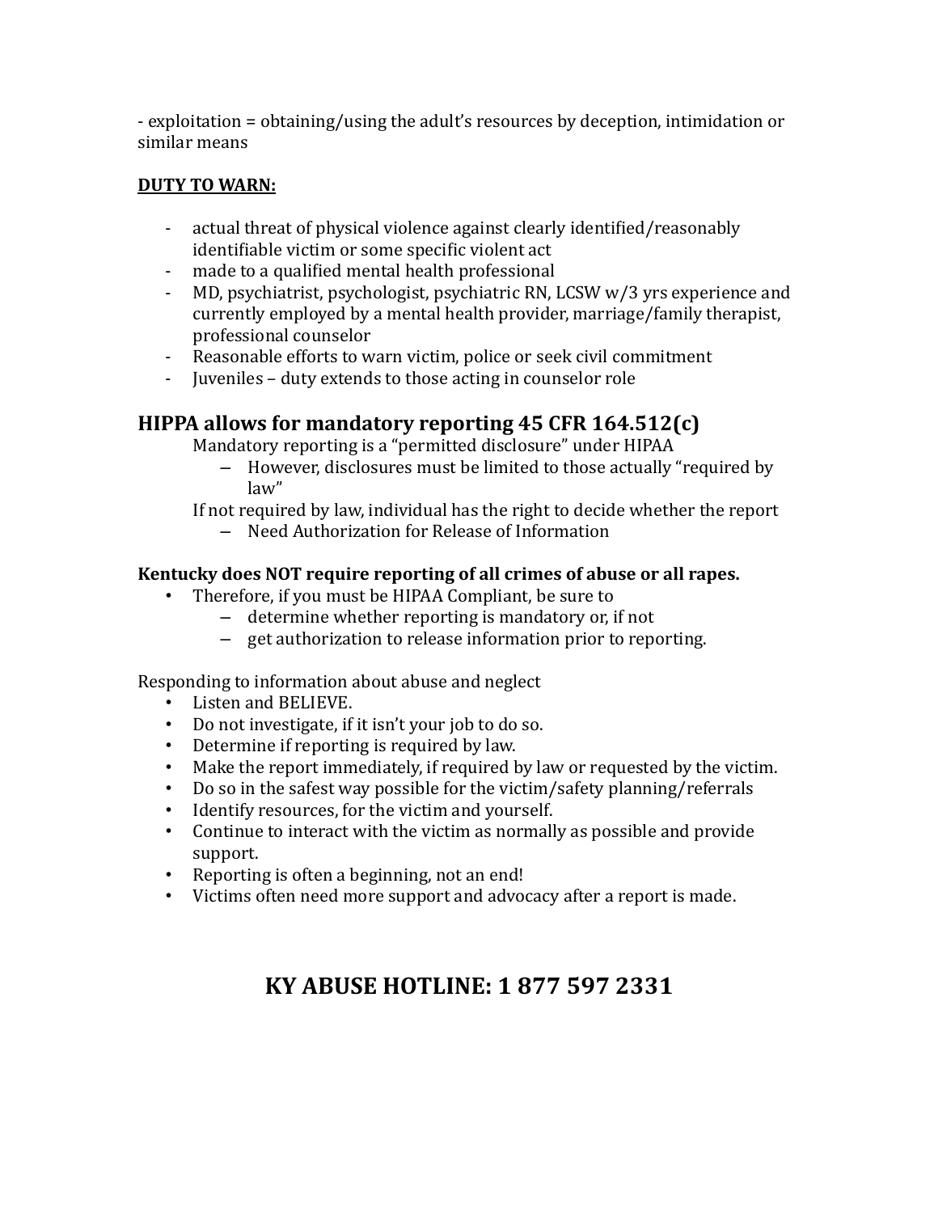- exploitation = obtaining/using the adult's resources by deception, intimidation or similar means

**DUTY TO WARN:**

- actual threat of physical violence against clearly identified/reasonably identifiable victim or some specific violent act
- made to a qualified mental health professional
- MD, psychiatrist, psychologist, psychiatric RN, LCSW w/3 yrs experience and currently employed by a mental health provider, marriage/family therapist, professional counselor
- Reasonable efforts to warn victim, police or seek civil commitment
- Juveniles – duty extends to those acting in counselor role

## HIPPA allows for mandatory reporting 45 CFR 164.512(c)

Mandatory reporting is a "permitted disclosure" under HIPAA

- However, disclosures must be limited to those actually "required by law"

If not required by law, individual has the right to decide whether the report

- Need Authorization for Release of Information

**Kentucky does NOT require reporting of all crimes of abuse or all rapes.**

- Therefore, if you must be HIPAA Compliant, be sure to
  - determine whether reporting is mandatory or, if not
  - get authorization to release information prior to reporting.

Responding to information about abuse and neglect

- Listen and BELIEVE.
- Do not investigate, if it isn't your job to do so.
- Determine if reporting is required by law.
- Make the report immediately, if required by law or requested by the victim.
- Do so in the safest way possible for the victim/safety planning/referrals
- Identify resources, for the victim and yourself.
- Continue to interact with the victim as normally as possible and provide support.
- Reporting is often a beginning, not an end!
- Victims often need more support and advocacy after a report is made.

## KY ABUSE HOTLINE: 1 877 597 2331